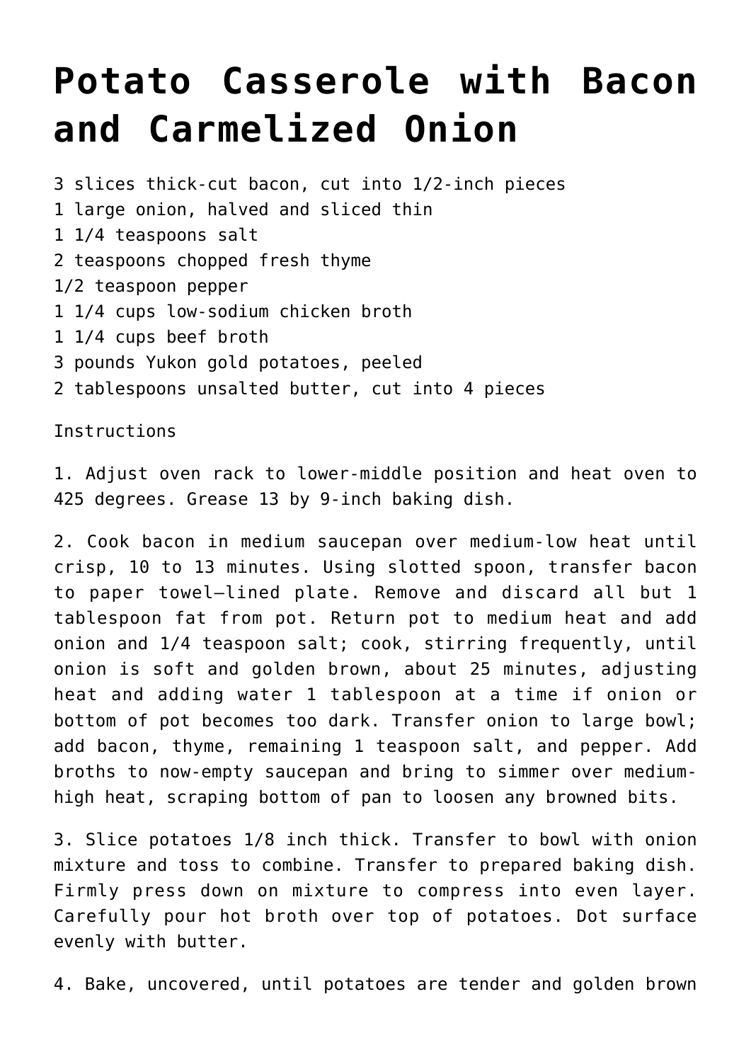# Potato Casserole with Bacon and Carmelized Onion

3 slices thick-cut bacon, cut into 1/2-inch pieces
1 large onion, halved and sliced thin
1 1/4 teaspoons salt
2 teaspoons chopped fresh thyme
1/2 teaspoon pepper
1 1/4 cups low-sodium chicken broth
1 1/4 cups beef broth
3 pounds Yukon gold potatoes, peeled
2 tablespoons unsalted butter, cut into 4 pieces

Instructions

1. Adjust oven rack to lower-middle position and heat oven to 425 degrees. Grease 13 by 9-inch baking dish.

2. Cook bacon in medium saucepan over medium-low heat until crisp, 10 to 13 minutes. Using slotted spoon, transfer bacon to paper towel–lined plate. Remove and discard all but 1 tablespoon fat from pot. Return pot to medium heat and add onion and 1/4 teaspoon salt; cook, stirring frequently, until onion is soft and golden brown, about 25 minutes, adjusting heat and adding water 1 tablespoon at a time if onion or bottom of pot becomes too dark. Transfer onion to large bowl; add bacon, thyme, remaining 1 teaspoon salt, and pepper. Add broths to now-empty saucepan and bring to simmer over medium-high heat, scraping bottom of pan to loosen any browned bits.

3. Slice potatoes 1/8 inch thick. Transfer to bowl with onion mixture and toss to combine. Transfer to prepared baking dish. Firmly press down on mixture to compress into even layer. Carefully pour hot broth over top of potatoes. Dot surface evenly with butter.

4. Bake, uncovered, until potatoes are tender and golden brown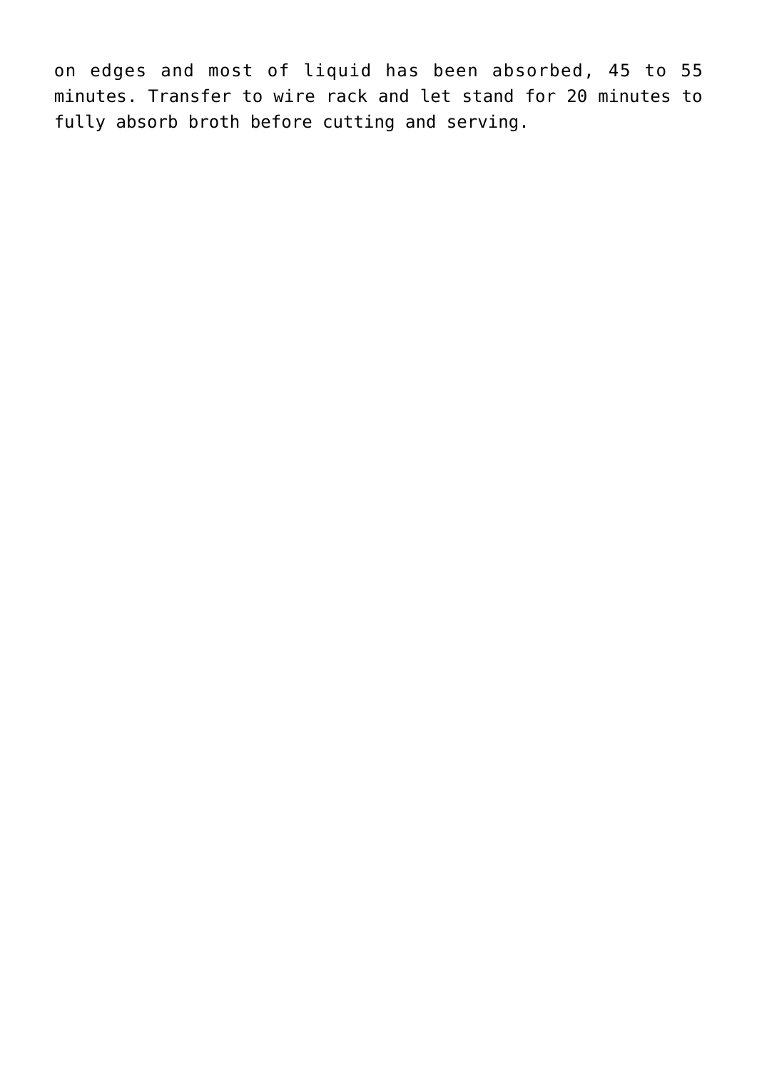on edges and most of liquid has been absorbed, 45 to 55 minutes. Transfer to wire rack and let stand for 20 minutes to fully absorb broth before cutting and serving.